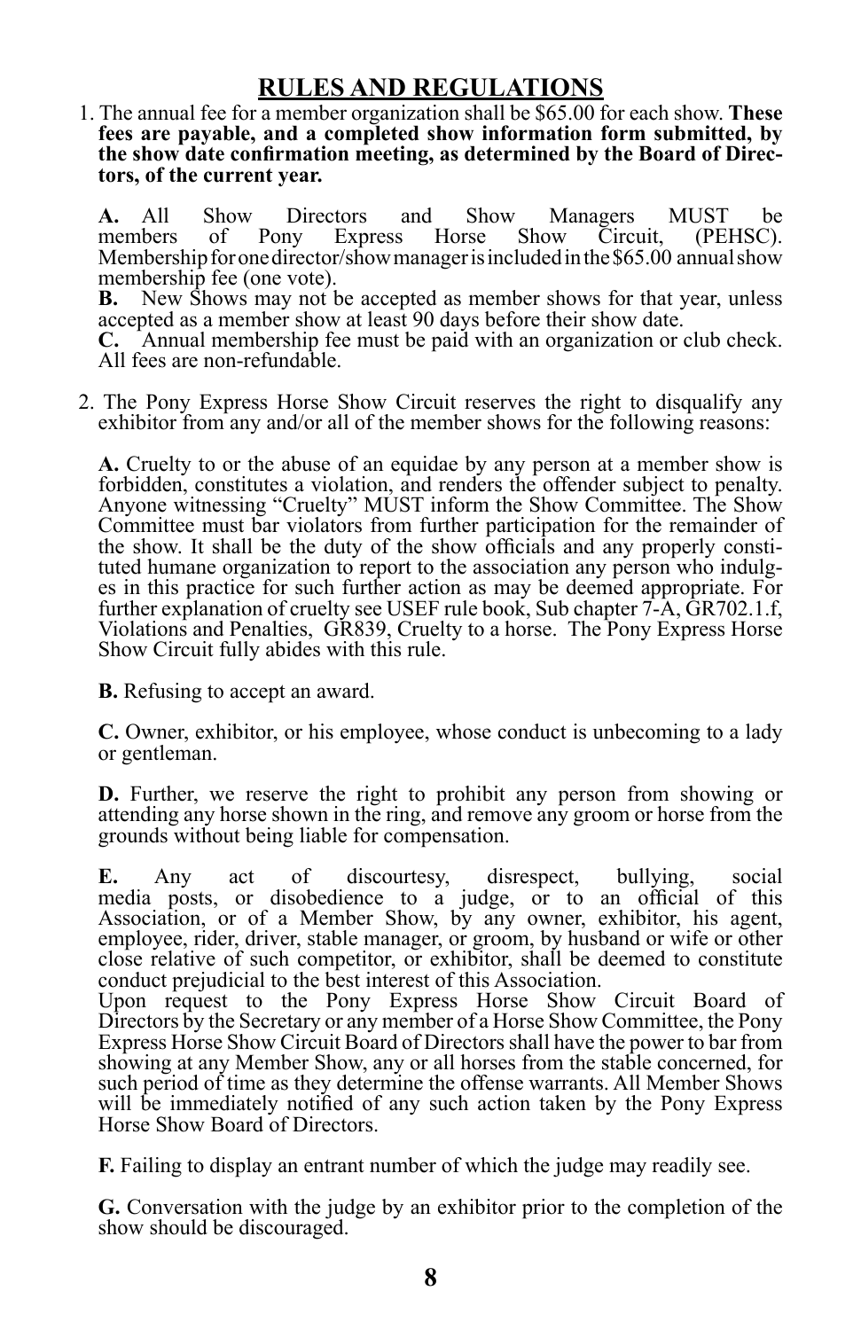# RULES AND REGULATIONS

1. The annual fee for a member organization shall be $65.00 for each show. **These fees are payable, and a completed show information form submitted, by the show date confirmation meeting, as determined by the Board of Directors, of the current year.**

   **A.** All Show Directors and Show Managers MUST be members of Pony Express Horse Show Circuit, (PEHSC). Membership for one director/show manager is included in the $65.00 annual show membership fee (one vote).
   **B.** New Shows may not be accepted as member shows for that year, unless accepted as a member show at least 90 days before their show date.
   **C.** Annual membership fee must be paid with an organization or club check. All fees are non-refundable.

2. The Pony Express Horse Show Circuit reserves the right to disqualify any exhibitor from any and/or all of the member shows for the following reasons:

   **A.** Cruelty to or the abuse of an equidae by any person at a member show is forbidden, constitutes a violation, and renders the offender subject to penalty. Anyone witnessing "Cruelty" MUST inform the Show Committee. The Show Committee must bar violators from further participation for the remainder of the show. It shall be the duty of the show officials and any properly constituted humane organization to report to the association any person who indulges in this practice for such further action as may be deemed appropriate. For further explanation of cruelty see USEF rule book, Sub chapter 7-A, GR702.1.f, Violations and Penalties, GR839, Cruelty to a horse. The Pony Express Horse Show Circuit fully abides with this rule.

   **B.** Refusing to accept an award.

   **C.** Owner, exhibitor, or his employee, whose conduct is unbecoming to a lady or gentleman.

   **D.** Further, we reserve the right to prohibit any person from showing or attending any horse shown in the ring, and remove any groom or horse from the grounds without being liable for compensation.

   **E.** Any act of discourtesy, disrespect, bullying, social media posts, or disobedience to a judge, or to an official of this Association, or of a Member Show, by any owner, exhibitor, his agent, employee, rider, driver, stable manager, or groom, by husband or wife or other close relative of such competitor, or exhibitor, shall be deemed to constitute conduct prejudicial to the best interest of this Association.
   Upon request to the Pony Express Horse Show Circuit Board of Directors by the Secretary or any member of a Horse Show Committee, the Pony Express Horse Show Circuit Board of Directors shall have the power to bar from showing at any Member Show, any or all horses from the stable concerned, for such period of time as they determine the offense warrants. All Member Shows will be immediately notified of any such action taken by the Pony Express Horse Show Board of Directors.

   **F.** Failing to display an entrant number of which the judge may readily see.

   **G.** Conversation with the judge by an exhibitor prior to the completion of the show should be discouraged.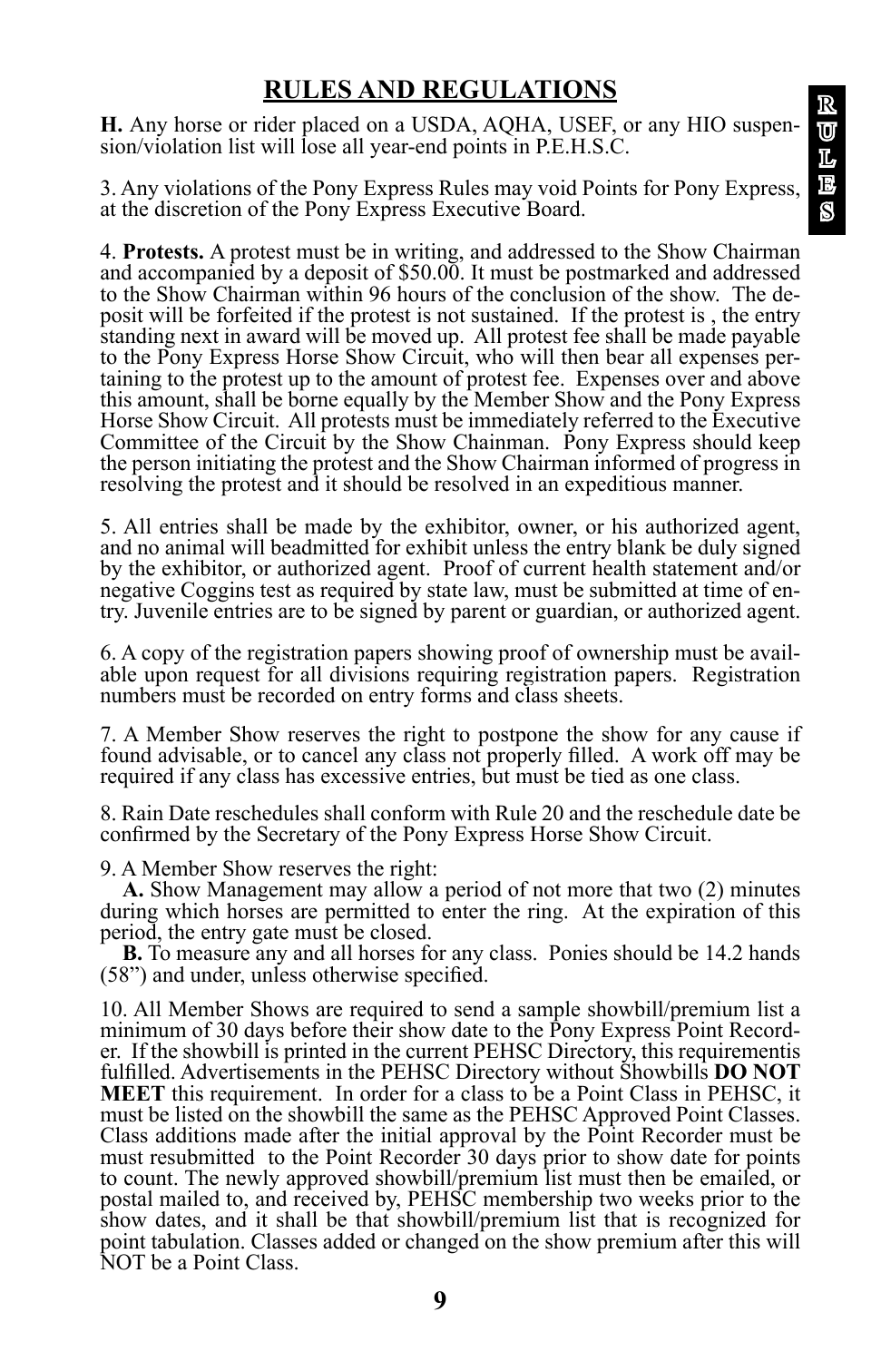## RULES AND REGULATIONS

**H.** Any horse or rider placed on a USDA, AQHA, USEF, or any HIO suspension/violation list will lose all year-end points in P.E.H.S.C.

3. Any violations of the Pony Express Rules may void Points for Pony Express, at the discretion of the Pony Express Executive Board.

4. **Protests.** A protest must be in writing, and addressed to the Show Chairman and accompanied by a deposit of $50.00. It must be postmarked and addressed to the Show Chairman within 96 hours of the conclusion of the show. The deposit will be forfeited if the protest is not sustained. If the protest is , the entry standing next in award will be moved up. All protest fee shall be made payable to the Pony Express Horse Show Circuit, who will then bear all expenses pertaining to the protest up to the amount of protest fee. Expenses over and above this amount, shall be borne equally by the Member Show and the Pony Express Horse Show Circuit. All protests must be immediately referred to the Executive Committee of the Circuit by the Show Chainman. Pony Express should keep the person initiating the protest and the Show Chairman informed of progress in resolving the protest and it should be resolved in an expeditious manner.

5. All entries shall be made by the exhibitor, owner, or his authorized agent, and no animal will beadmitted for exhibit unless the entry blank be duly signed by the exhibitor, or authorized agent. Proof of current health statement and/or negative Coggins test as required by state law, must be submitted at time of entry. Juvenile entries are to be signed by parent or guardian, or authorized agent.

6. A copy of the registration papers showing proof of ownership must be available upon request for all divisions requiring registration papers. Registration numbers must be recorded on entry forms and class sheets.

7. A Member Show reserves the right to postpone the show for any cause if found advisable, or to cancel any class not properly filled. A work off may be required if any class has excessive entries, but must be tied as one class.

8. Rain Date reschedules shall conform with Rule 20 and the reschedule date be confirmed by the Secretary of the Pony Express Horse Show Circuit.

9. A Member Show reserves the right:

**A.** Show Management may allow a period of not more that two (2) minutes during which horses are permitted to enter the ring. At the expiration of this period, the entry gate must be closed.

**B.** To measure any and all horses for any class. Ponies should be 14.2 hands (58") and under, unless otherwise specified.

10. All Member Shows are required to send a sample showbill/premium list a minimum of 30 days before their show date to the Pony Express Point Recorder. If the showbill is printed in the current PEHSC Directory, this requirementis fulfilled. Advertisements in the PEHSC Directory without Showbills **DO NOT MEET** this requirement. In order for a class to be a Point Class in PEHSC, it must be listed on the showbill the same as the PEHSC Approved Point Classes. Class additions made after the initial approval by the Point Recorder must be must resubmitted to the Point Recorder 30 days prior to show date for points to count. The newly approved showbill/premium list must then be emailed, or postal mailed to, and received by, PEHSC membership two weeks prior to the show dates, and it shall be that showbill/premium list that is recognized for point tabulation. Classes added or changed on the show premium after this will NOT be a Point Class.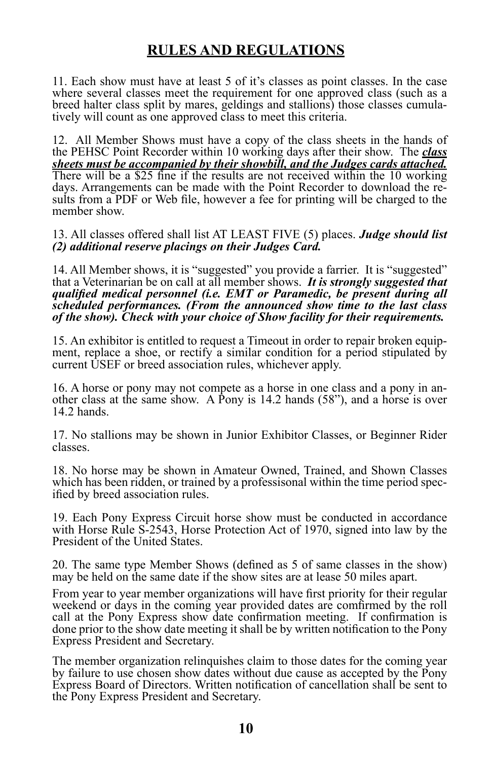## RULES AND REGULATIONS

11. Each show must have at least 5 of it's classes as point classes. In the case where several classes meet the requirement for one approved class (such as a breed halter class split by mares, geldings and stallions) those classes cumulatively will count as one approved class to meet this criteria.

12. All Member Shows must have a copy of the class sheets in the hands of the PEHSC Point Recorder within 10 working days after their show. The ***class sheets must be accompanied by their showbill, and the Judges cards attached.*** There will be a $25 fine if the results are not received within the 10 working days. Arrangements can be made with the Point Recorder to download the results from a PDF or Web file, however a fee for printing will be charged to the member show.

13. All classes offered shall list AT LEAST FIVE (5) places. ***Judge should list (2) additional reserve placings on their Judges Card.***

14. All Member shows, it is "suggested" you provide a farrier. It is "suggested" that a Veterinarian be on call at all member shows. ***It is strongly suggested that qualified medical personnel (i.e. EMT or Paramedic, be present during all scheduled performances. (From the announced show time to the last class of the show). Check with your choice of Show facility for their requirements.***

15. An exhibitor is entitled to request a Timeout in order to repair broken equipment, replace a shoe, or rectify a similar condition for a period stipulated by current USEF or breed association rules, whichever apply.

16. A horse or pony may not compete as a horse in one class and a pony in another class at the same show. A Pony is 14.2 hands (58"), and a horse is over 14.2 hands.

17. No stallions may be shown in Junior Exhibitor Classes, or Beginner Rider classes.

18. No horse may be shown in Amateur Owned, Trained, and Shown Classes which has been ridden, or trained by a professisonal within the time period specified by breed association rules.

19. Each Pony Express Circuit horse show must be conducted in accordance with Horse Rule S-2543, Horse Protection Act of 1970, signed into law by the President of the United States.

20. The same type Member Shows (defined as 5 of same classes in the show) may be held on the same date if the show sites are at lease 50 miles apart.

From year to year member organizations will have first priority for their regular weekend or days in the coming year provided dates are comfirmed by the roll call at the Pony Express show date confirmation meeting. If confirmation is done prior to the show date meeting it shall be by written notification to the Pony Express President and Secretary.

The member organization relinquishes claim to those dates for the coming year by failure to use chosen show dates without due cause as accepted by the Pony Express Board of Directors. Written notification of cancellation shall be sent to the Pony Express President and Secretary.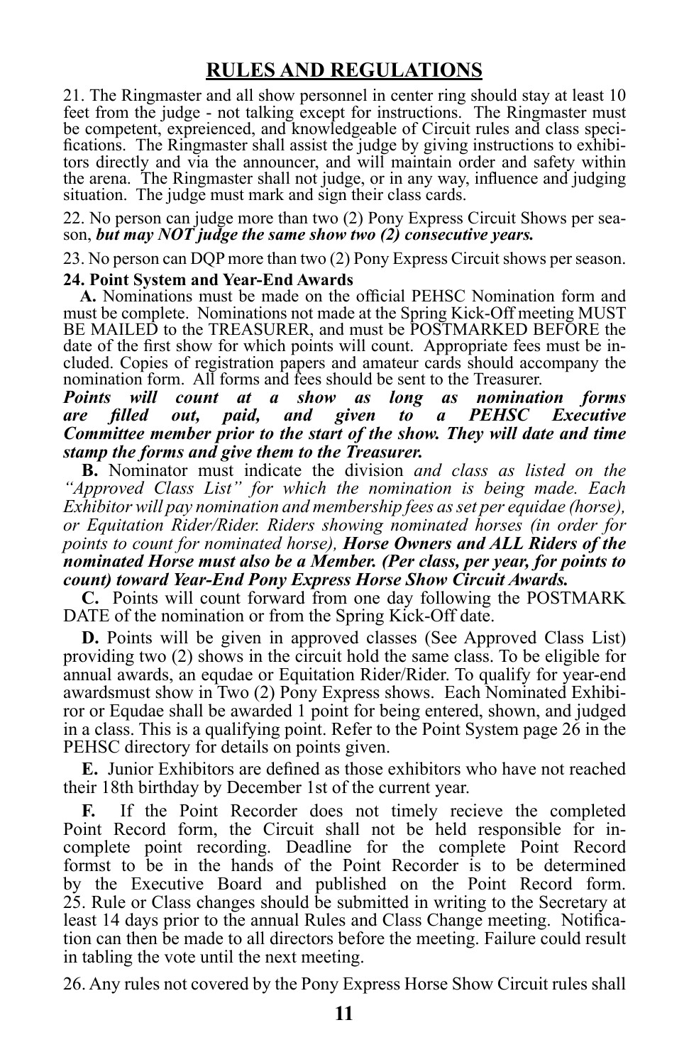## RULES AND REGULATIONS

21. The Ringmaster and all show personnel in center ring should stay at least 10 feet from the judge - not talking except for instructions. The Ringmaster must be competent, expreienced, and knowledgeable of Circuit rules and class specifications. The Ringmaster shall assist the judge by giving instructions to exhibitors directly and via the announcer, and will maintain order and safety within the arena. The Ringmaster shall not judge, or in any way, influence and judging situation. The judge must mark and sign their class cards.

22. No person can judge more than two (2) Pony Express Circuit Shows per season, ***but may NOT judge the same show two (2) consecutive years.***

23. No person can DQP more than two (2) Pony Express Circuit shows per season.

**24. Point System and Year-End Awards**

**A.** Nominations must be made on the official PEHSC Nomination form and must be complete. Nominations not made at the Spring Kick-Off meeting MUST BE MAILED to the TREASURER, and must be POSTMARKED BEFORE the date of the first show for which points will count. Appropriate fees must be included. Copies of registration papers and amateur cards should accompany the nomination form. All forms and fees should be sent to the Treasurer.
***Points will count at a show as long as nomination forms are filled out, paid, and given to a PEHSC Executive Committee member prior to the start of the show. They will date and time stamp the forms and give them to the Treasurer.***

**B.** Nominator must indicate the division *and class as listed on the "Approved Class List" for which the nomination is being made. Each Exhibitor will pay nomination and membership fees as set per equidae (horse), or Equitation Rider/Rider. Riders showing nominated horses (in order for points to count for nominated horse),* ***Horse Owners and ALL Riders of the nominated Horse must also be a Member. (Per class, per year, for points to count) toward Year-End Pony Express Horse Show Circuit Awards.***

**C.** Points will count forward from one day following the POSTMARK DATE of the nomination or from the Spring Kick-Off date.

**D.** Points will be given in approved classes (See Approved Class List) providing two (2) shows in the circuit hold the same class. To be eligible for annual awards, an equdae or Equitation Rider/Rider. To qualify for year-end awardsmust show in Two (2) Pony Express shows. Each Nominated Exhibiror or Equdae shall be awarded 1 point for being entered, shown, and judged in a class. This is a qualifying point. Refer to the Point System page 26 in the PEHSC directory for details on points given.

**E.** Junior Exhibitors are defined as those exhibitors who have not reached their 18th birthday by December 1st of the current year.

**F.** If the Point Recorder does not timely recieve the completed Point Record form, the Circuit shall not be held responsible for incomplete point recording. Deadline for the complete Point Record formst to be in the hands of the Point Recorder is to be determined by the Executive Board and published on the Point Record form.

25. Rule or Class changes should be submitted in writing to the Secretary at least 14 days prior to the annual Rules and Class Change meeting. Notification can then be made to all directors before the meeting. Failure could result in tabling the vote until the next meeting.

26. Any rules not covered by the Pony Express Horse Show Circuit rules shall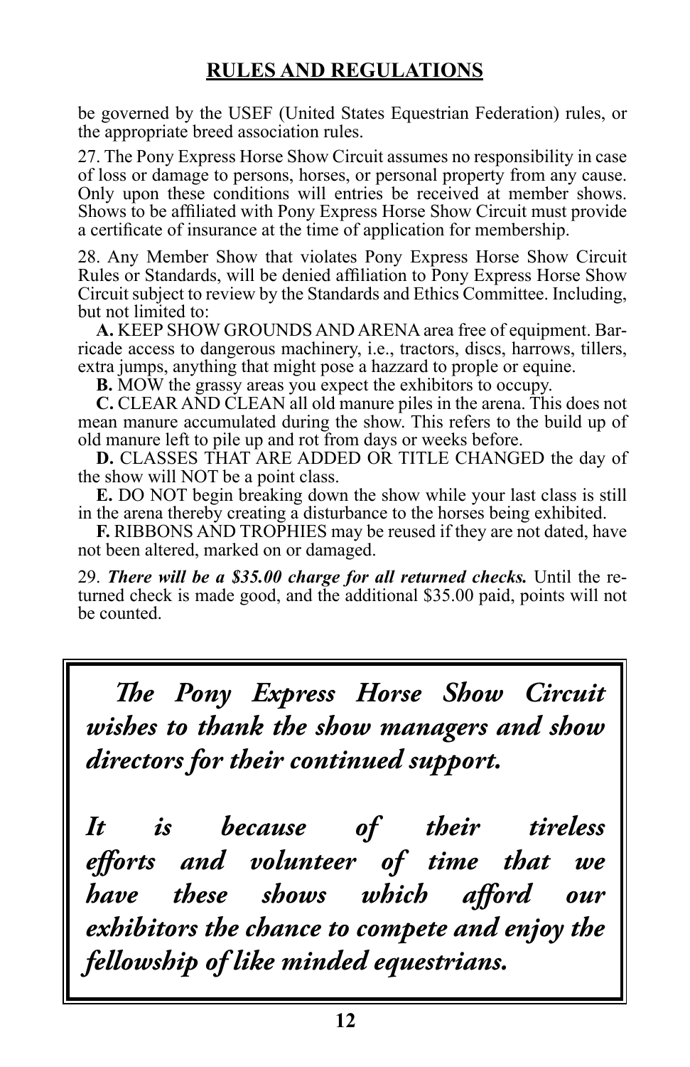## RULES AND REGULATIONS

be governed by the USEF (United States Equestrian Federation) rules, or the appropriate breed association rules.

27. The Pony Express Horse Show Circuit assumes no responsibility in case of loss or damage to persons, horses, or personal property from any cause. Only upon these conditions will entries be received at member shows. Shows to be affiliated with Pony Express Horse Show Circuit must provide a certificate of insurance at the time of application for membership.

28. Any Member Show that violates Pony Express Horse Show Circuit Rules or Standards, will be denied affiliation to Pony Express Horse Show Circuit subject to review by the Standards and Ethics Committee. Including, but not limited to:

**A.** KEEP SHOW GROUNDS AND ARENA area free of equipment. Barricade access to dangerous machinery, i.e., tractors, discs, harrows, tillers, extra jumps, anything that might pose a hazzard to prople or equine.

**B.** MOW the grassy areas you expect the exhibitors to occupy.

**C.** CLEAR AND CLEAN all old manure piles in the arena. This does not mean manure accumulated during the show. This refers to the build up of old manure left to pile up and rot from days or weeks before.

**D.** CLASSES THAT ARE ADDED OR TITLE CHANGED the day of the show will NOT be a point class.

**E.** DO NOT begin breaking down the show while your last class is still in the arena thereby creating a disturbance to the horses being exhibited.

**F.** RIBBONS AND TROPHIES may be reused if they are not dated, have not been altered, marked on or damaged.

29. ***There will be a $35.00 charge for all returned checks.*** Until the returned check is made good, and the additional $35.00 paid, points will not be counted.

***The Pony Express Horse Show Circuit wishes to thank the show managers and show directors for their continued support.***

***It is because of their tireless efforts and volunteer of time that we have these shows which afford our exhibitors the chance to compete and enjoy the fellowship of like minded equestrians.***